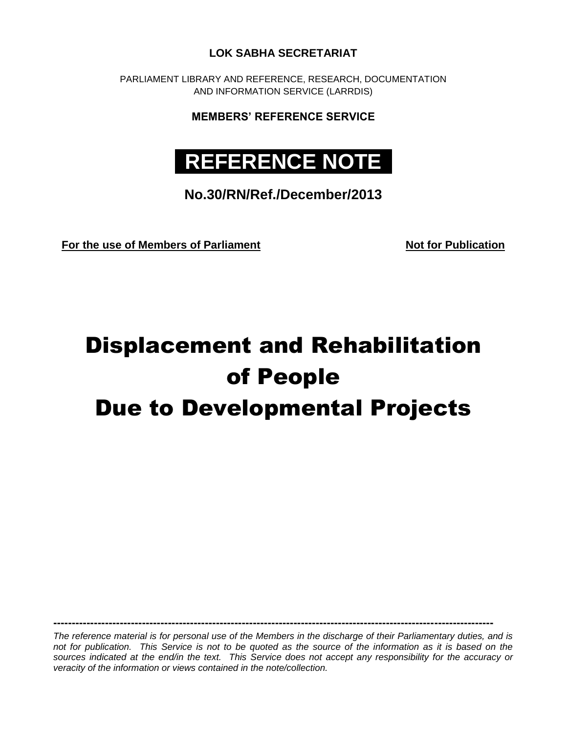**LOK SABHA SECRETARIAT**

PARLIAMENT LIBRARY AND REFERENCE, RESEARCH, DOCUMENTATION AND INFORMATION SERVICE (LARRDIS)

**MEMBERS' REFERENCE SERVICE**

# REFERENCE NOTE

**No.30/RN/Ref./December/2013**

**For the use of Members of Parliament** **Not for Publication**

# Displacement and Rehabilitation of People Due to Developmental Projects

---

*The reference material is for personal use of the Members in the discharge of their Parliamentary duties, and is not for publication. This Service is not to be quoted as the source of the information as it is based on the sources indicated at the end/in the text. This Service does not accept any responsibility for the accuracy or veracity of the information or views contained in the note/collection.*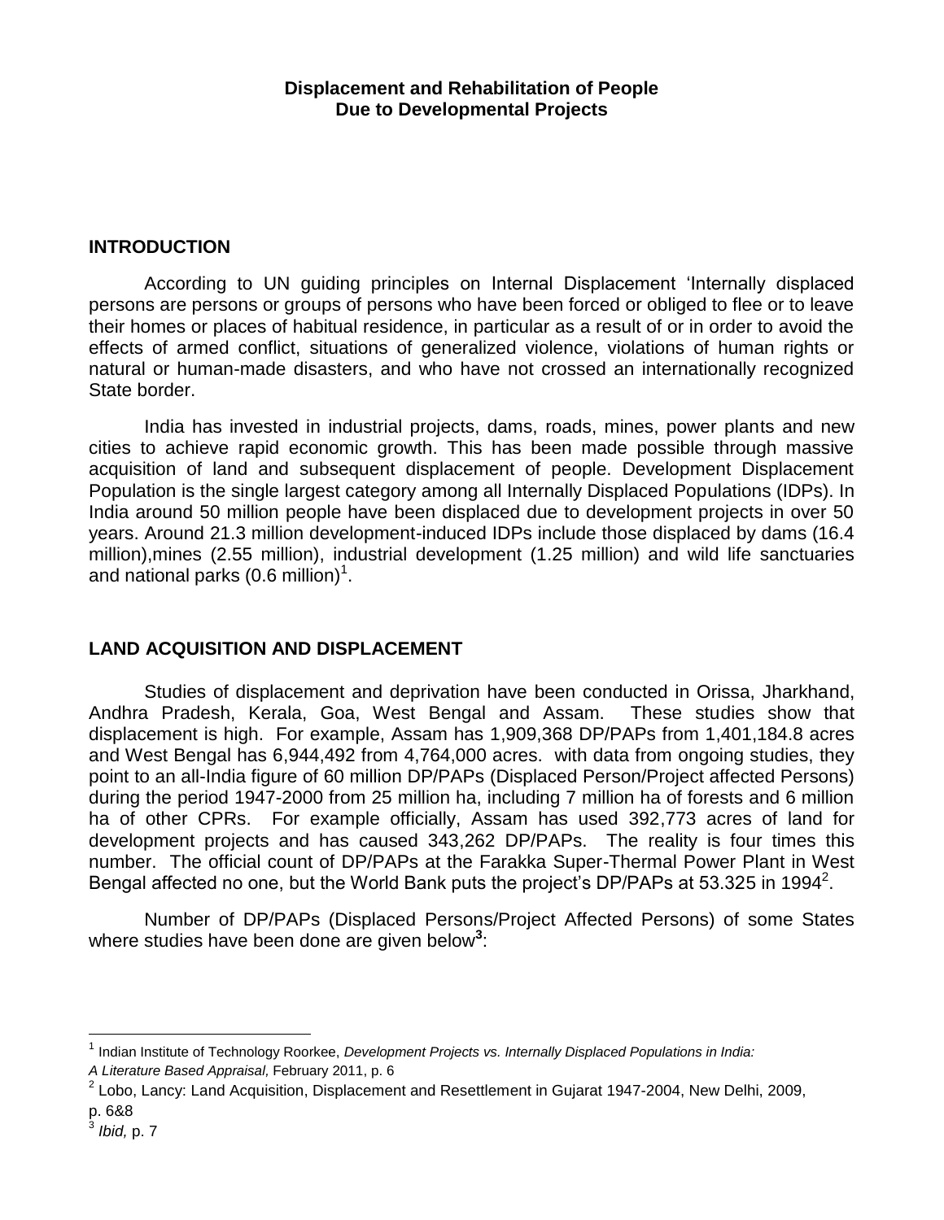**Displacement and Rehabilitation of People**
**Due to Developmental Projects**

## INTRODUCTION

According to UN guiding principles on Internal Displacement 'Internally displaced persons are persons or groups of persons who have been forced or obliged to flee or to leave their homes or places of habitual residence, in particular as a result of or in order to avoid the effects of armed conflict, situations of generalized violence, violations of human rights or natural or human-made disasters, and who have not crossed an internationally recognized State border.

India has invested in industrial projects, dams, roads, mines, power plants and new cities to achieve rapid economic growth. This has been made possible through massive acquisition of land and subsequent displacement of people. Development Displacement Population is the single largest category among all Internally Displaced Populations (IDPs). In India around 50 million people have been displaced due to development projects in over 50 years. Around 21.3 million development-induced IDPs include those displaced by dams (16.4 million),mines (2.55 million), industrial development (1.25 million) and wild life sanctuaries and national parks (0.6 million)[1].

## LAND ACQUISITION AND DISPLACEMENT

Studies of displacement and deprivation have been conducted in Orissa, Jharkhand, Andhra Pradesh, Kerala, Goa, West Bengal and Assam. These studies show that displacement is high. For example, Assam has 1,909,368 DP/PAPs from 1,401,184.8 acres and West Bengal has 6,944,492 from 4,764,000 acres. with data from ongoing studies, they point to an all-India figure of 60 million DP/PAPs (Displaced Person/Project affected Persons) during the period 1947-2000 from 25 million ha, including 7 million ha of forests and 6 million ha of other CPRs. For example officially, Assam has used 392,773 acres of land for development projects and has caused 343,262 DP/PAPs. The reality is four times this number. The official count of DP/PAPs at the Farakka Super-Thermal Power Plant in West Bengal affected no one, but the World Bank puts the project's DP/PAPs at 53.325 in 1994[2].

Number of DP/PAPs (Displaced Persons/Project Affected Persons) of some States where studies have been done are given below**[3]**:

---

[1] Indian Institute of Technology Roorkee, *Development Projects vs. Internally Displaced Populations in India: A Literature Based Appraisal,* February 2011, p. 6

[2] Lobo, Lancy: Land Acquisition, Displacement and Resettlement in Gujarat 1947-2004, New Delhi, 2009, p. 6&8

[3] *Ibid,* p. 7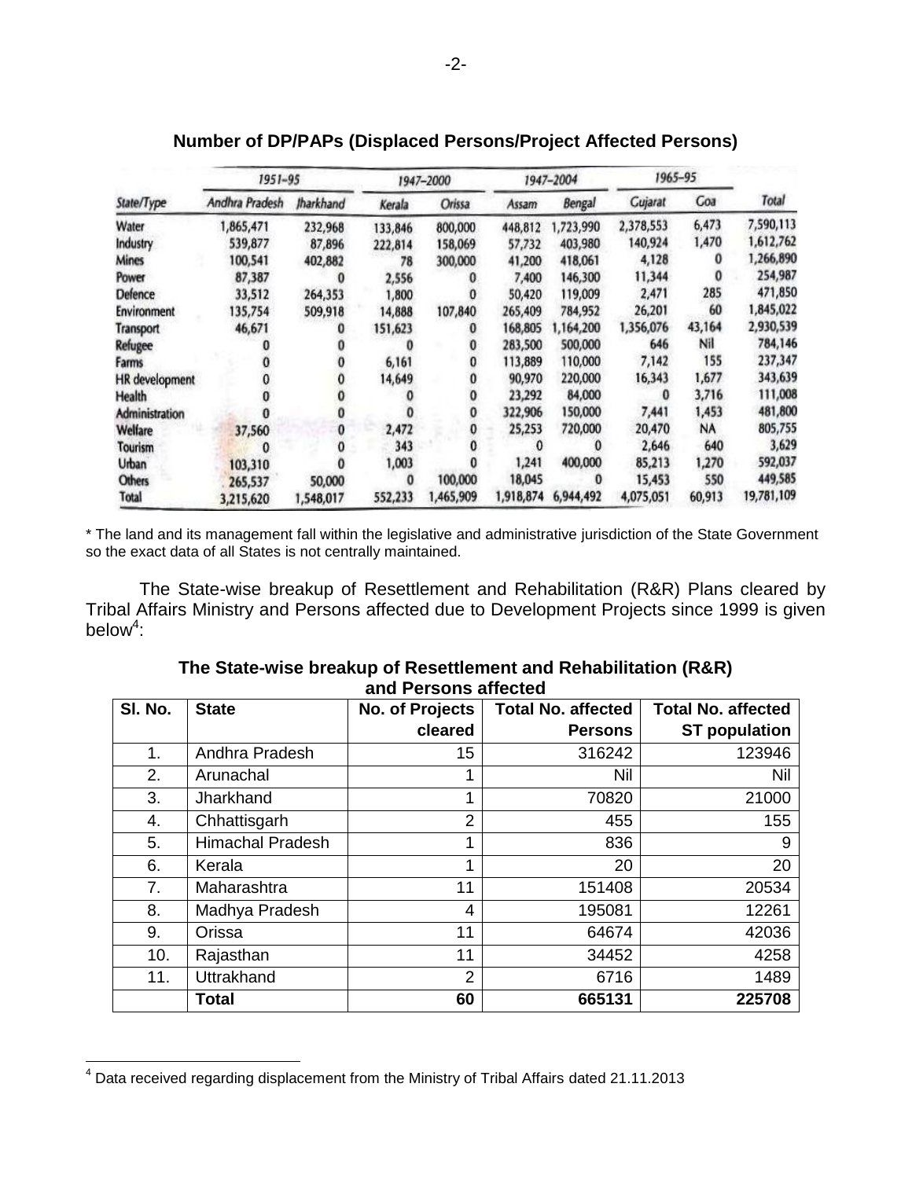**Number of DP/PAPs (Displaced Persons/Project Affected Persons)**

| State/Type | 1951–95 | | 1947–2000 | | 1947–2004 | | 1965–95 | | Total |
|---|---|---|---|---|---|---|---|---|---|
| | Andhra Pradesh | Jharkhand | Kerala | Orissa | Assam | Bengal | Gujarat | Goa | |
| Water | 1,865,471 | 232,968 | 133,846 | 800,000 | 448,812 | 1,723,990 | 2,378,553 | 6,473 | 7,590,113 |
| Industry | 539,877 | 87,896 | 222,814 | 158,069 | 57,732 | 403,980 | 140,924 | 1,470 | 1,612,762 |
| Mines | 100,541 | 402,882 | 78 | 300,000 | 41,200 | 418,061 | 4,128 | 0 | 1,266,890 |
| Power | 87,387 | 0 | 2,556 | 0 | 7,400 | 146,300 | 11,344 | 0 | 254,987 |
| Defence | 33,512 | 264,353 | 1,800 | 0 | 50,420 | 119,009 | 2,471 | 285 | 471,850 |
| Environment | 135,754 | 509,918 | 14,888 | 107,840 | 265,409 | 784,952 | 26,201 | 60 | 1,845,022 |
| Transport | 46,671 | 0 | 151,623 | 0 | 168,805 | 1,164,200 | 1,356,076 | 43,164 | 2,930,539 |
| Refugee | 0 | 0 | 0 | 0 | 283,500 | 500,000 | 646 | Nil | 784,146 |
| Farms | 0 | 0 | 6,161 | 0 | 113,889 | 110,000 | 7,142 | 155 | 237,347 |
| HR development | 0 | 0 | 14,649 | 0 | 90,970 | 220,000 | 16,343 | 1,677 | 343,639 |
| Health | 0 | 0 | 0 | 0 | 23,292 | 84,000 | 0 | 3,716 | 111,008 |
| Administration | 0 | 0 | 0 | 0 | 322,906 | 150,000 | 7,441 | 1,453 | 481,800 |
| Welfare | 37,560 | 0 | 2,472 | 0 | 25,253 | 720,000 | 20,470 | NA | 805,755 |
| Tourism | 0 | 0 | 343 | 0 | 0 | 0 | 2,646 | 640 | 3,629 |
| Urban | 103,310 | 0 | 1,003 | 0 | 1,241 | 400,000 | 85,213 | 1,270 | 592,037 |
| Others | 265,537 | 50,000 | 0 | 100,000 | 18,045 | 0 | 15,453 | 550 | 449,585 |
| Total | 3,215,620 | 1,548,017 | 552,233 | 1,465,909 | 1,918,874 | 6,944,492 | 4,075,051 | 60,913 | 19,781,109 |

* The land and its management fall within the legislative and administrative jurisdiction of the State Government so the exact data of all States is not centrally maintained.

The State-wise breakup of Resettlement and Rehabilitation (R&R) Plans cleared by Tribal Affairs Ministry and Persons affected due to Development Projects since 1999 is given below[4]:

**The State-wise breakup of Resettlement and Rehabilitation (R&R) and Persons affected**

| Sl. No. | State | No. of Projects cleared | Total No. affected Persons | Total No. affected ST population |
|---|---|---|---|---|
| 1. | Andhra Pradesh | 15 | 316242 | 123946 |
| 2. | Arunachal | 1 | Nil | Nil |
| 3. | Jharkhand | 1 | 70820 | 21000 |
| 4. | Chhattisgarh | 2 | 455 | 155 |
| 5. | Himachal Pradesh | 1 | 836 | 9 |
| 6. | Kerala | 1 | 20 | 20 |
| 7. | Maharashtra | 11 | 151408 | 20534 |
| 8. | Madhya Pradesh | 4 | 195081 | 12261 |
| 9. | Orissa | 11 | 64674 | 42036 |
| 10. | Rajasthan | 11 | 34452 | 4258 |
| 11. | Uttrakhand | 2 | 6716 | 1489 |
| | **Total** | **60** | **665131** | **225708** |

[4] Data received regarding displacement from the Ministry of Tribal Affairs dated 21.11.2013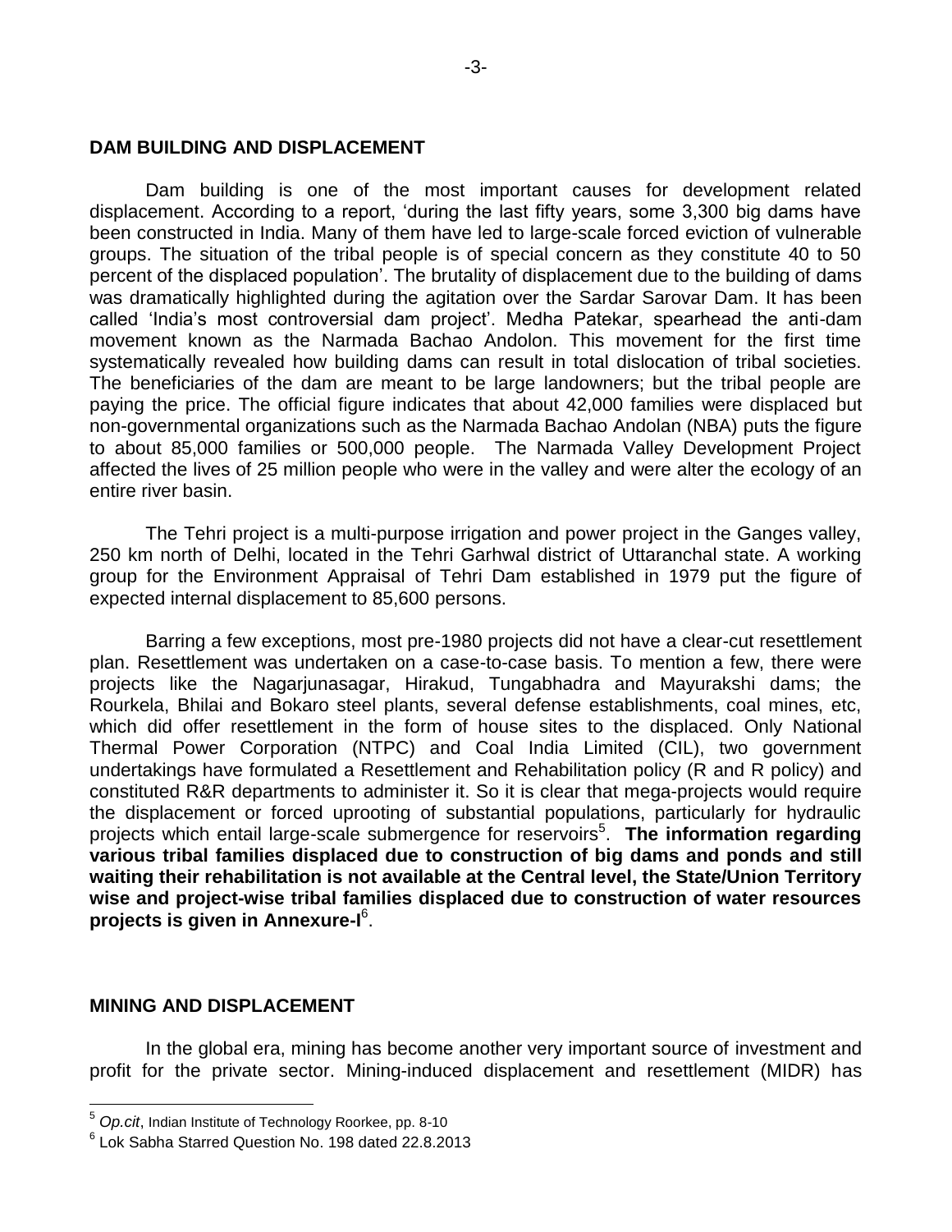## DAM BUILDING AND DISPLACEMENT

Dam building is one of the most important causes for development related displacement. According to a report, 'during the last fifty years, some 3,300 big dams have been constructed in India. Many of them have led to large-scale forced eviction of vulnerable groups. The situation of the tribal people is of special concern as they constitute 40 to 50 percent of the displaced population'. The brutality of displacement due to the building of dams was dramatically highlighted during the agitation over the Sardar Sarovar Dam. It has been called 'India's most controversial dam project'. Medha Patekar, spearhead the anti-dam movement known as the Narmada Bachao Andolon. This movement for the first time systematically revealed how building dams can result in total dislocation of tribal societies. The beneficiaries of the dam are meant to be large landowners; but the tribal people are paying the price. The official figure indicates that about 42,000 families were displaced but non-governmental organizations such as the Narmada Bachao Andolan (NBA) puts the figure to about 85,000 families or 500,000 people. The Narmada Valley Development Project affected the lives of 25 million people who were in the valley and were alter the ecology of an entire river basin.

The Tehri project is a multi-purpose irrigation and power project in the Ganges valley, 250 km north of Delhi, located in the Tehri Garhwal district of Uttaranchal state. A working group for the Environment Appraisal of Tehri Dam established in 1979 put the figure of expected internal displacement to 85,600 persons.

Barring a few exceptions, most pre-1980 projects did not have a clear-cut resettlement plan. Resettlement was undertaken on a case-to-case basis. To mention a few, there were projects like the Nagarjunasagar, Hirakud, Tungabhadra and Mayurakshi dams; the Rourkela, Bhilai and Bokaro steel plants, several defense establishments, coal mines, etc, which did offer resettlement in the form of house sites to the displaced. Only National Thermal Power Corporation (NTPC) and Coal India Limited (CIL), two government undertakings have formulated a Resettlement and Rehabilitation policy (R and R policy) and constituted R&R departments to administer it. So it is clear that mega-projects would require the displacement or forced uprooting of substantial populations, particularly for hydraulic projects which entail large-scale submergence for reservoirs[5]. **The information regarding various tribal families displaced due to construction of big dams and ponds and still waiting their rehabilitation is not available at the Central level, the State/Union Territory wise and project-wise tribal families displaced due to construction of water resources projects is given in Annexure-I**[6].

## MINING AND DISPLACEMENT

In the global era, mining has become another very important source of investment and profit for the private sector. Mining-induced displacement and resettlement (MIDR) has

---

[5] *Op.cit*, Indian Institute of Technology Roorkee, pp. 8-10

[6] Lok Sabha Starred Question No. 198 dated 22.8.2013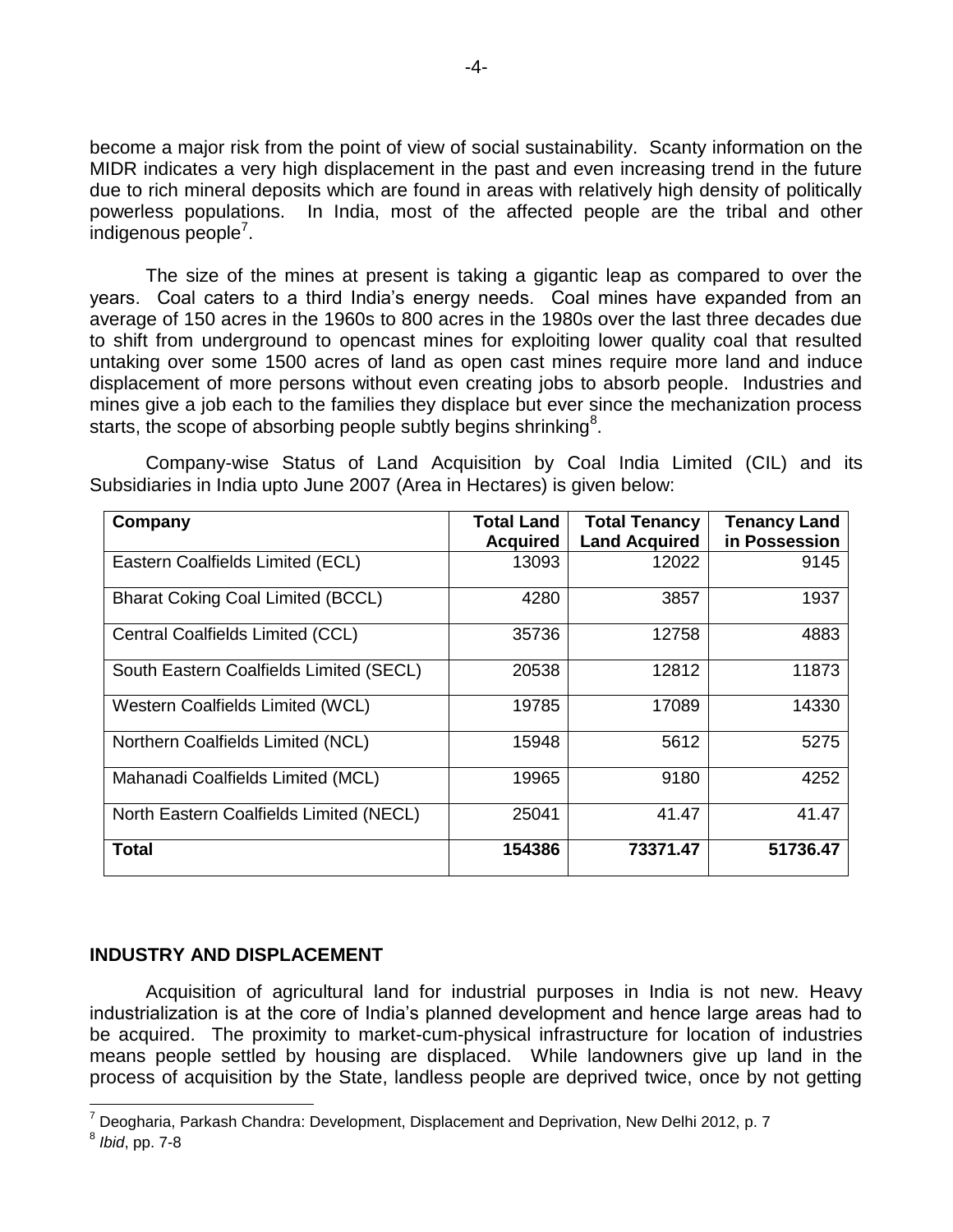become a major risk from the point of view of social sustainability. Scanty information on the MIDR indicates a very high displacement in the past and even increasing trend in the future due to rich mineral deposits which are found in areas with relatively high density of politically powerless populations. In India, most of the affected people are the tribal and other indigenous people[7].

The size of the mines at present is taking a gigantic leap as compared to over the years. Coal caters to a third India's energy needs. Coal mines have expanded from an average of 150 acres in the 1960s to 800 acres in the 1980s over the last three decades due to shift from underground to opencast mines for exploiting lower quality coal that resulted untaking over some 1500 acres of land as open cast mines require more land and induce displacement of more persons without even creating jobs to absorb people. Industries and mines give a job each to the families they displace but ever since the mechanization process starts, the scope of absorbing people subtly begins shrinking[8].

Company-wise Status of Land Acquisition by Coal India Limited (CIL) and its Subsidiaries in India upto June 2007 (Area in Hectares) is given below:

| Company | Total Land Acquired | Total Tenancy Land Acquired | Tenancy Land in Possession |
|---|---|---|---|
| Eastern Coalfields Limited (ECL) | 13093 | 12022 | 9145 |
| Bharat Coking Coal Limited (BCCL) | 4280 | 3857 | 1937 |
| Central Coalfields Limited (CCL) | 35736 | 12758 | 4883 |
| South Eastern Coalfields Limited (SECL) | 20538 | 12812 | 11873 |
| Western Coalfields Limited (WCL) | 19785 | 17089 | 14330 |
| Northern Coalfields Limited (NCL) | 15948 | 5612 | 5275 |
| Mahanadi Coalfields Limited (MCL) | 19965 | 9180 | 4252 |
| North Eastern Coalfields Limited (NECL) | 25041 | 41.47 | 41.47 |
| **Total** | **154386** | **73371.47** | **51736.47** |

## INDUSTRY AND DISPLACEMENT

Acquisition of agricultural land for industrial purposes in India is not new. Heavy industrialization is at the core of India's planned development and hence large areas had to be acquired. The proximity to market-cum-physical infrastructure for location of industries means people settled by housing are displaced. While landowners give up land in the process of acquisition by the State, landless people are deprived twice, once by not getting

---

[7] Deogharia, Parkash Chandra: Development, Displacement and Deprivation, New Delhi 2012, p. 7

[8] *Ibid*, pp. 7-8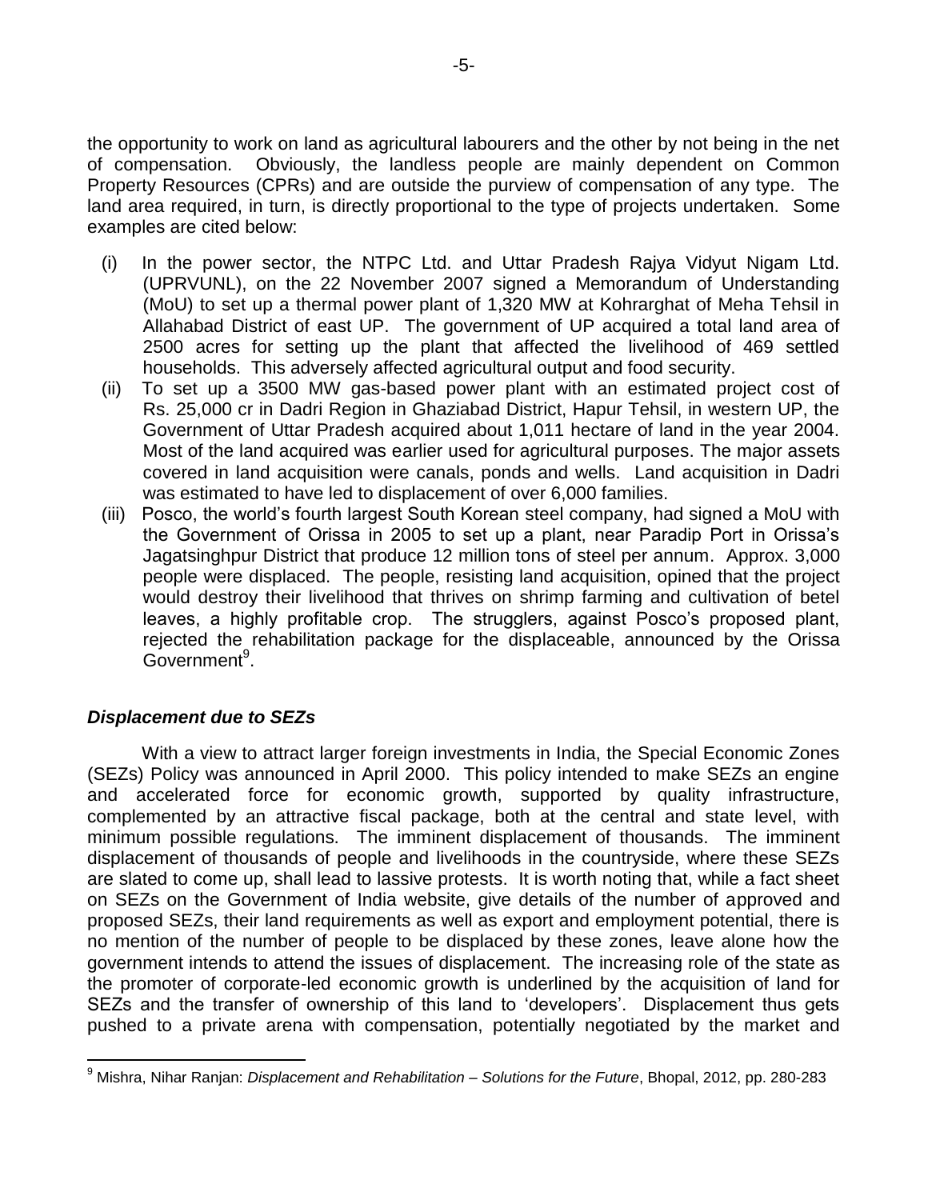the opportunity to work on land as agricultural labourers and the other by not being in the net of compensation. Obviously, the landless people are mainly dependent on Common Property Resources (CPRs) and are outside the purview of compensation of any type. The land area required, in turn, is directly proportional to the type of projects undertaken. Some examples are cited below:

(i) In the power sector, the NTPC Ltd. and Uttar Pradesh Rajya Vidyut Nigam Ltd. (UPRVUNL), on the 22 November 2007 signed a Memorandum of Understanding (MoU) to set up a thermal power plant of 1,320 MW at Kohrarghat of Meha Tehsil in Allahabad District of east UP. The government of UP acquired a total land area of 2500 acres for setting up the plant that affected the livelihood of 469 settled households. This adversely affected agricultural output and food security.

(ii) To set up a 3500 MW gas-based power plant with an estimated project cost of Rs. 25,000 cr in Dadri Region in Ghaziabad District, Hapur Tehsil, in western UP, the Government of Uttar Pradesh acquired about 1,011 hectare of land in the year 2004. Most of the land acquired was earlier used for agricultural purposes. The major assets covered in land acquisition were canals, ponds and wells. Land acquisition in Dadri was estimated to have led to displacement of over 6,000 families.

(iii) Posco, the world's fourth largest South Korean steel company, had signed a MoU with the Government of Orissa in 2005 to set up a plant, near Paradip Port in Orissa's Jagatsinghpur District that produce 12 million tons of steel per annum. Approx. 3,000 people were displaced. The people, resisting land acquisition, opined that the project would destroy their livelihood that thrives on shrimp farming and cultivation of betel leaves, a highly profitable crop. The strugglers, against Posco's proposed plant, rejected the rehabilitation package for the displaceable, announced by the Orissa Government[9].

### ***Displacement due to SEZs***

With a view to attract larger foreign investments in India, the Special Economic Zones (SEZs) Policy was announced in April 2000. This policy intended to make SEZs an engine and accelerated force for economic growth, supported by quality infrastructure, complemented by an attractive fiscal package, both at the central and state level, with minimum possible regulations. The imminent displacement of thousands. The imminent displacement of thousands of people and livelihoods in the countryside, where these SEZs are slated to come up, shall lead to lassive protests. It is worth noting that, while a fact sheet on SEZs on the Government of India website, give details of the number of approved and proposed SEZs, their land requirements as well as export and employment potential, there is no mention of the number of people to be displaced by these zones, leave alone how the government intends to attend the issues of displacement. The increasing role of the state as the promoter of corporate-led economic growth is underlined by the acquisition of land for SEZs and the transfer of ownership of this land to 'developers'. Displacement thus gets pushed to a private arena with compensation, potentially negotiated by the market and

---

[9] Mishra, Nihar Ranjan: *Displacement and Rehabilitation – Solutions for the Future*, Bhopal, 2012, pp. 280-283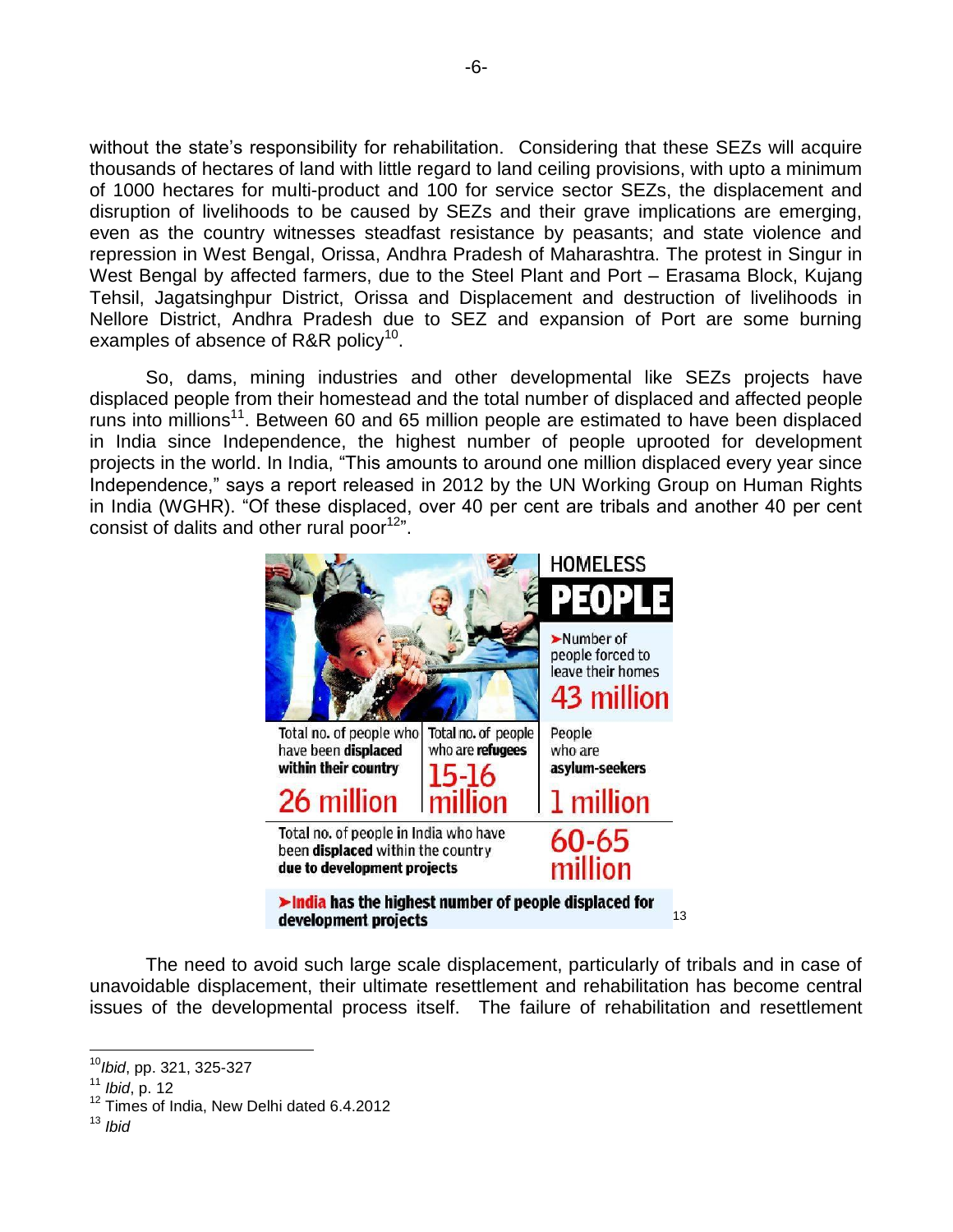without the state's responsibility for rehabilitation. Considering that these SEZs will acquire thousands of hectares of land with little regard to land ceiling provisions, with upto a minimum of 1000 hectares for multi-product and 100 for service sector SEZs, the displacement and disruption of livelihoods to be caused by SEZs and their grave implications are emerging, even as the country witnesses steadfast resistance by peasants; and state violence and repression in West Bengal, Orissa, Andhra Pradesh of Maharashtra. The protest in Singur in West Bengal by affected farmers, due to the Steel Plant and Port – Erasama Block, Kujang Tehsil, Jagatsinghpur District, Orissa and Displacement and destruction of livelihoods in Nellore District, Andhra Pradesh due to SEZ and expansion of Port are some burning examples of absence of R&R policy[10].

So, dams, mining industries and other developmental like SEZs projects have displaced people from their homestead and the total number of displaced and affected people runs into millions[11]. Between 60 and 65 million people are estimated to have been displaced in India since Independence, the highest number of people uprooted for development projects in the world. In India, "This amounts to around one million displaced every year since Independence," says a report released in 2012 by the UN Working Group on Human Rights in India (WGHR). "Of these displaced, over 40 per cent are tribals and another 40 per cent consist of dalits and other rural poor[12]".

**HOMELESS PEOPLE**

➤Number of people forced to leave their homes **43 million**

| Total no. of people who have been **displaced within their country** | Total no. of people who are **refugees** | People who are **asylum-seekers** |
|---|---|---|
| 26 million | 15-16 million | 1 million |

Total no. of people in India who have been **displaced** within the country **due to development projects**: **60-65 million**

➤**India has the highest number of people displaced for development projects**[13]

The need to avoid such large scale displacement, particularly of tribals and in case of unavoidable displacement, their ultimate resettlement and rehabilitation has become central issues of the developmental process itself. The failure of rehabilitation and resettlement

---

[10] *Ibid*, pp. 321, 325-327

[11] *Ibid*, p. 12

[12] Times of India, New Delhi dated 6.4.2012

[13] *Ibid*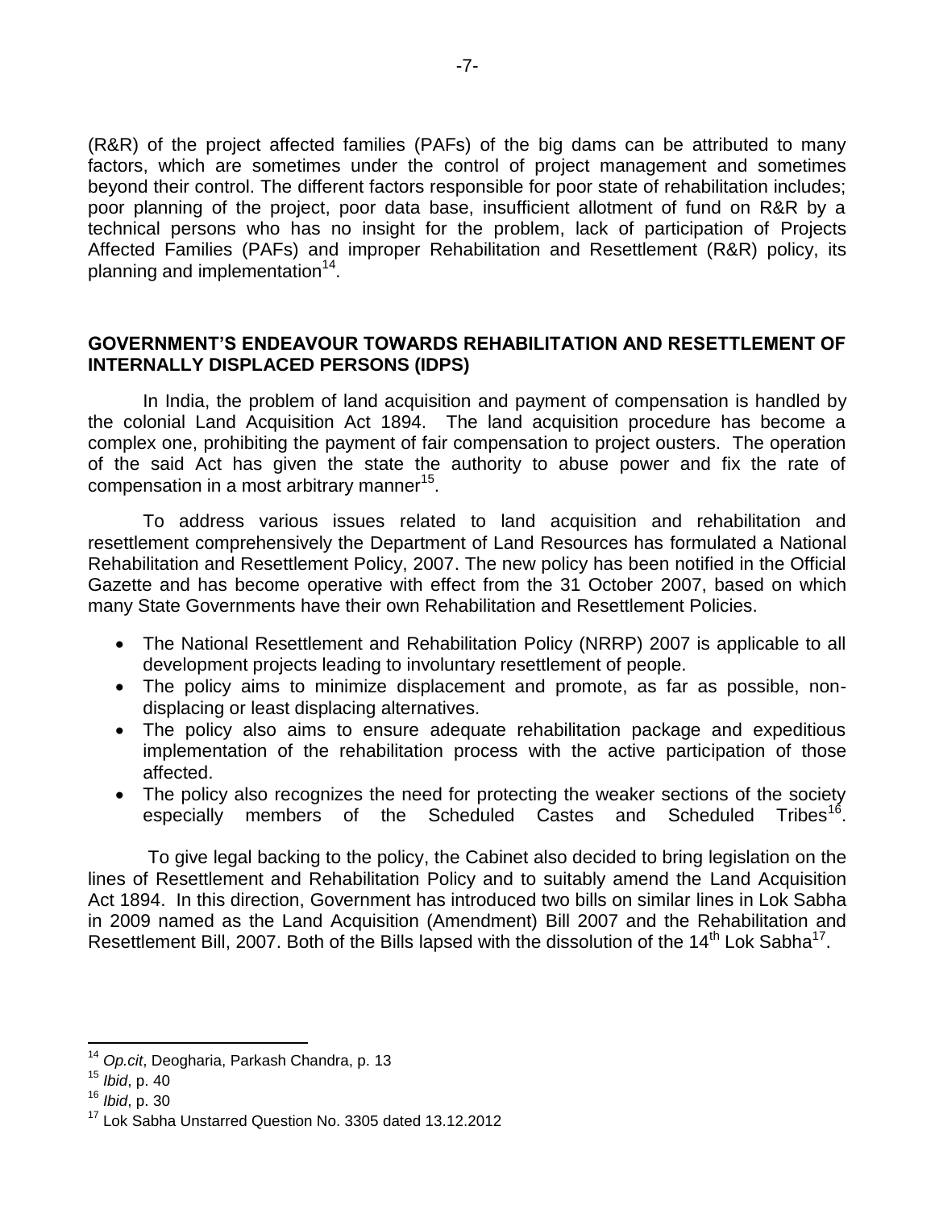(R&R) of the project affected families (PAFs) of the big dams can be attributed to many factors, which are sometimes under the control of project management and sometimes beyond their control. The different factors responsible for poor state of rehabilitation includes; poor planning of the project, poor data base, insufficient allotment of fund on R&R by a technical persons who has no insight for the problem, lack of participation of Projects Affected Families (PAFs) and improper Rehabilitation and Resettlement (R&R) policy, its planning and implementation[14].

## GOVERNMENT'S ENDEAVOUR TOWARDS REHABILITATION AND RESETTLEMENT OF INTERNALLY DISPLACED PERSONS (IDPS)

In India, the problem of land acquisition and payment of compensation is handled by the colonial Land Acquisition Act 1894. The land acquisition procedure has become a complex one, prohibiting the payment of fair compensation to project ousters. The operation of the said Act has given the state the authority to abuse power and fix the rate of compensation in a most arbitrary manner[15].

To address various issues related to land acquisition and rehabilitation and resettlement comprehensively the Department of Land Resources has formulated a National Rehabilitation and Resettlement Policy, 2007. The new policy has been notified in the Official Gazette and has become operative with effect from the 31 October 2007, based on which many State Governments have their own Rehabilitation and Resettlement Policies.

- The National Resettlement and Rehabilitation Policy (NRRP) 2007 is applicable to all development projects leading to involuntary resettlement of people.
- The policy aims to minimize displacement and promote, as far as possible, non-displacing or least displacing alternatives.
- The policy also aims to ensure adequate rehabilitation package and expeditious implementation of the rehabilitation process with the active participation of those affected.
- The policy also recognizes the need for protecting the weaker sections of the society especially members of the Scheduled Castes and Scheduled Tribes[16].

To give legal backing to the policy, the Cabinet also decided to bring legislation on the lines of Resettlement and Rehabilitation Policy and to suitably amend the Land Acquisition Act 1894. In this direction, Government has introduced two bills on similar lines in Lok Sabha in 2009 named as the Land Acquisition (Amendment) Bill 2007 and the Rehabilitation and Resettlement Bill, 2007. Both of the Bills lapsed with the dissolution of the 14th Lok Sabha[17].

---

[14] *Op.cit*, Deogharia, Parkash Chandra, p. 13

[15] *Ibid*, p. 40

[16] *Ibid*, p. 30

[17] Lok Sabha Unstarred Question No. 3305 dated 13.12.2012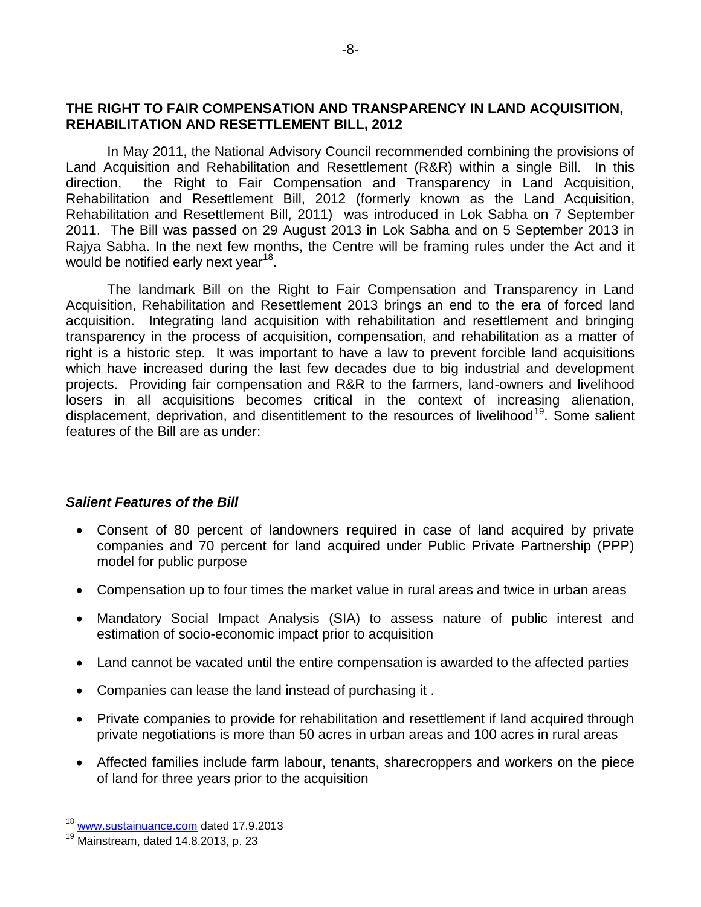## THE RIGHT TO FAIR COMPENSATION AND TRANSPARENCY IN LAND ACQUISITION, REHABILITATION AND RESETTLEMENT BILL, 2012

In May 2011, the National Advisory Council recommended combining the provisions of Land Acquisition and Rehabilitation and Resettlement (R&R) within a single Bill. In this direction, the Right to Fair Compensation and Transparency in Land Acquisition, Rehabilitation and Resettlement Bill, 2012 (formerly known as the Land Acquisition, Rehabilitation and Resettlement Bill, 2011) was introduced in Lok Sabha on 7 September 2011. The Bill was passed on 29 August 2013 in Lok Sabha and on 5 September 2013 in Rajya Sabha. In the next few months, the Centre will be framing rules under the Act and it would be notified early next year[18].

The landmark Bill on the Right to Fair Compensation and Transparency in Land Acquisition, Rehabilitation and Resettlement 2013 brings an end to the era of forced land acquisition. Integrating land acquisition with rehabilitation and resettlement and bringing transparency in the process of acquisition, compensation, and rehabilitation as a matter of right is a historic step. It was important to have a law to prevent forcible land acquisitions which have increased during the last few decades due to big industrial and development projects. Providing fair compensation and R&R to the farmers, land-owners and livelihood losers in all acquisitions becomes critical in the context of increasing alienation, displacement, deprivation, and disentitlement to the resources of livelihood[19]. Some salient features of the Bill are as under:

### *Salient Features of the Bill*

- Consent of 80 percent of landowners required in case of land acquired by private companies and 70 percent for land acquired under Public Private Partnership (PPP) model for public purpose
- Compensation up to four times the market value in rural areas and twice in urban areas
- Mandatory Social Impact Analysis (SIA) to assess nature of public interest and estimation of socio-economic impact prior to acquisition
- Land cannot be vacated until the entire compensation is awarded to the affected parties
- Companies can lease the land instead of purchasing it .
- Private companies to provide for rehabilitation and resettlement if land acquired through private negotiations is more than 50 acres in urban areas and 100 acres in rural areas
- Affected families include farm labour, tenants, sharecroppers and workers on the piece of land for three years prior to the acquisition

---

[18] www.sustainuance.com dated 17.9.2013

[19] Mainstream, dated 14.8.2013, p. 23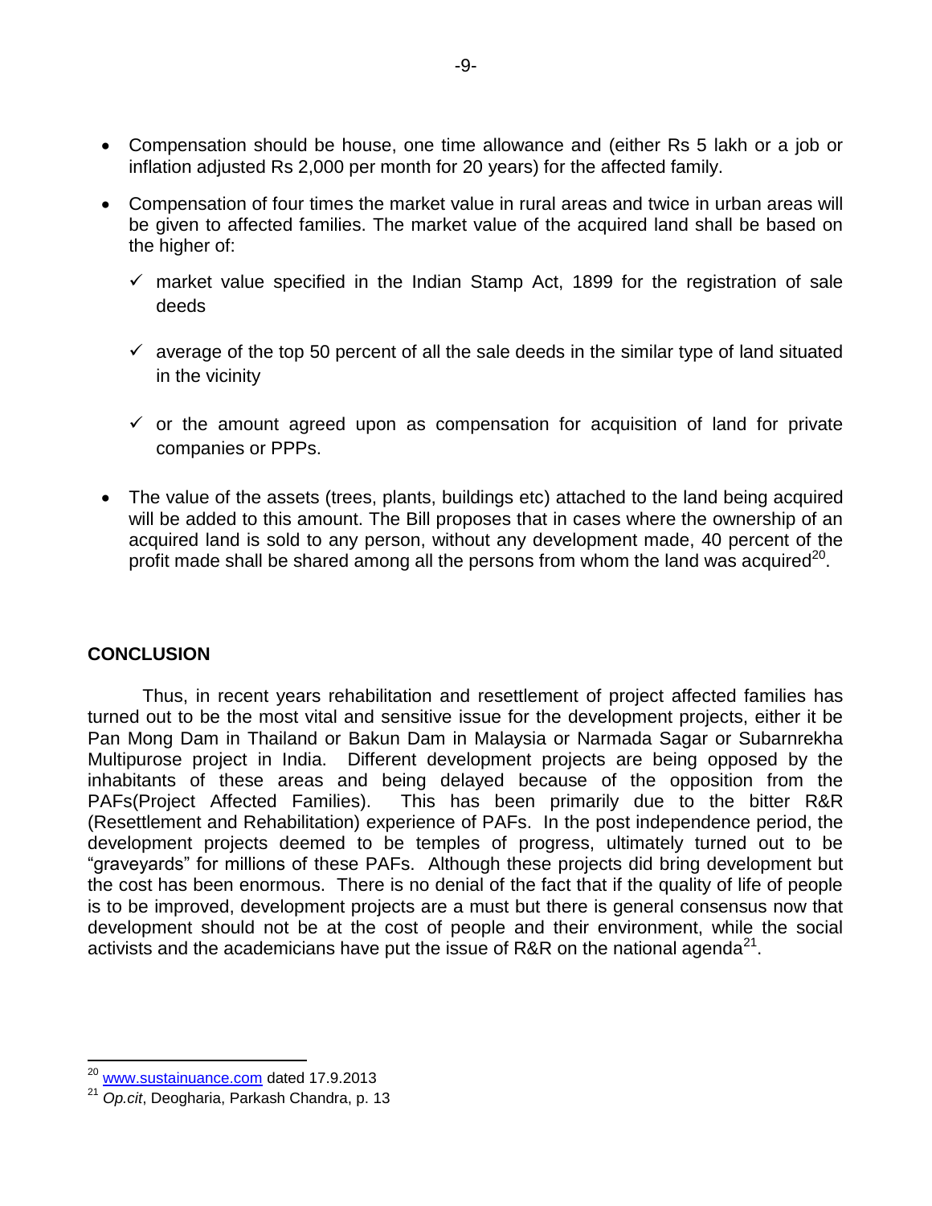- Compensation should be house, one time allowance and (either Rs 5 lakh or a job or inflation adjusted Rs 2,000 per month for 20 years) for the affected family.
- Compensation of four times the market value in rural areas and twice in urban areas will be given to affected families. The market value of the acquired land shall be based on the higher of:
  - ✓ market value specified in the Indian Stamp Act, 1899 for the registration of sale deeds
  - ✓ average of the top 50 percent of all the sale deeds in the similar type of land situated in the vicinity
  - ✓ or the amount agreed upon as compensation for acquisition of land for private companies or PPPs.
- The value of the assets (trees, plants, buildings etc) attached to the land being acquired will be added to this amount. The Bill proposes that in cases where the ownership of an acquired land is sold to any person, without any development made, 40 percent of the profit made shall be shared among all the persons from whom the land was acquired[20].

**CONCLUSION**

Thus, in recent years rehabilitation and resettlement of project affected families has turned out to be the most vital and sensitive issue for the development projects, either it be Pan Mong Dam in Thailand or Bakun Dam in Malaysia or Narmada Sagar or Subarnrekha Multipurose project in India. Different development projects are being opposed by the inhabitants of these areas and being delayed because of the opposition from the PAFs(Project Affected Families). This has been primarily due to the bitter R&R (Resettlement and Rehabilitation) experience of PAFs. In the post independence period, the development projects deemed to be temples of progress, ultimately turned out to be "graveyards" for millions of these PAFs. Although these projects did bring development but the cost has been enormous. There is no denial of the fact that if the quality of life of people is to be improved, development projects are a must but there is general consensus now that development should not be at the cost of people and their environment, while the social activists and the academicians have put the issue of R&R on the national agenda[21].

---

[20] www.sustainuance.com dated 17.9.2013

[21] *Op.cit*, Deogharia, Parkash Chandra, p. 13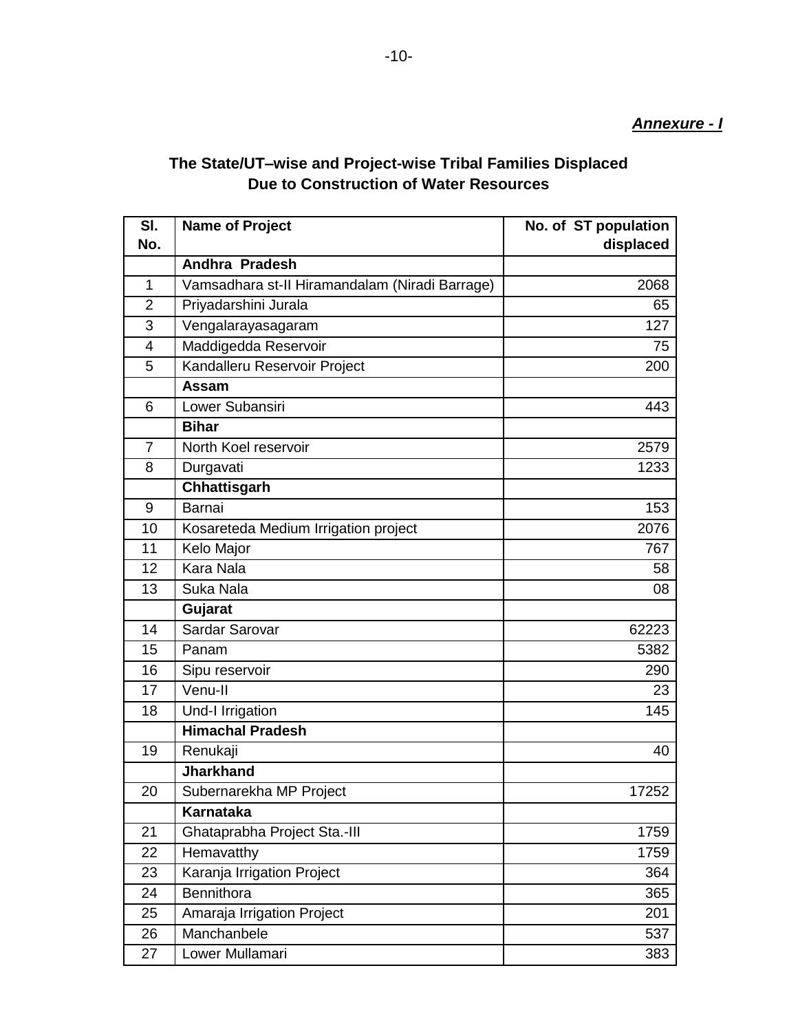***Annexure - I***

## The State/UT–wise and Project-wise Tribal Families Displaced Due to Construction of Water Resources

| Sl. No. | Name of Project | No. of ST population displaced |
|---|---|---|
| | **Andhra Pradesh** | |
| 1 | Vamsadhara st-II Hiramandalam (Niradi Barrage) | 2068 |
| 2 | Priyadarshini Jurala | 65 |
| 3 | Vengalarayasagaram | 127 |
| 4 | Maddigedda Reservoir | 75 |
| 5 | Kandalleru Reservoir Project | 200 |
| | **Assam** | |
| 6 | Lower Subansiri | 443 |
| | **Bihar** | |
| 7 | North Koel reservoir | 2579 |
| 8 | Durgavati | 1233 |
| | **Chhattisgarh** | |
| 9 | Barnai | 153 |
| 10 | Kosareteda Medium Irrigation project | 2076 |
| 11 | Kelo Major | 767 |
| 12 | Kara Nala | 58 |
| 13 | Suka Nala | 08 |
| | **Gujarat** | |
| 14 | Sardar Sarovar | 62223 |
| 15 | Panam | 5382 |
| 16 | Sipu reservoir | 290 |
| 17 | Venu-II | 23 |
| 18 | Und-I Irrigation | 145 |
| | **Himachal Pradesh** | |
| 19 | Renukaji | 40 |
| | **Jharkhand** | |
| 20 | Subernarekha MP Project | 17252 |
| | **Karnataka** | |
| 21 | Ghataprabha Project Sta.-III | 1759 |
| 22 | Hemavatthy | 1759 |
| 23 | Karanja Irrigation Project | 364 |
| 24 | Bennithora | 365 |
| 25 | Amaraja Irrigation Project | 201 |
| 26 | Manchanbele | 537 |
| 27 | Lower Mullamari | 383 |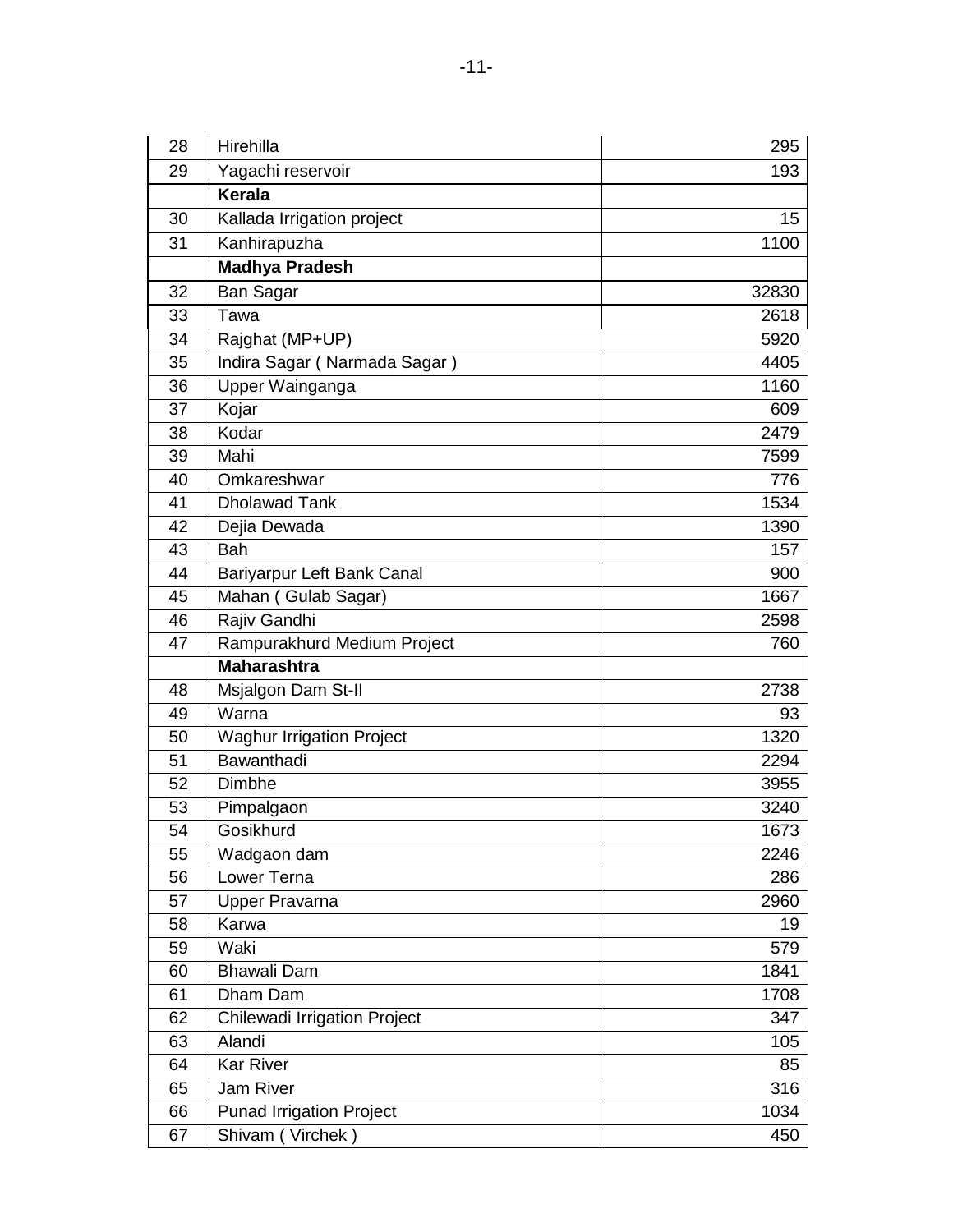| | | |
|---|---|---|
| 28 | Hirehilla | 295 |
| 29 | Yagachi reservoir | 193 |
| | **Kerala** | |
| 30 | Kallada Irrigation project | 15 |
| 31 | Kanhirapuzha | 1100 |
| | **Madhya Pradesh** | |
| 32 | Ban Sagar | 32830 |
| 33 | Tawa | 2618 |
| 34 | Rajghat (MP+UP) | 5920 |
| 35 | Indira Sagar ( Narmada Sagar ) | 4405 |
| 36 | Upper Wainganga | 1160 |
| 37 | Kojar | 609 |
| 38 | Kodar | 2479 |
| 39 | Mahi | 7599 |
| 40 | Omkareshwar | 776 |
| 41 | Dholawad Tank | 1534 |
| 42 | Dejia Dewada | 1390 |
| 43 | Bah | 157 |
| 44 | Bariyarpur Left Bank Canal | 900 |
| 45 | Mahan ( Gulab Sagar) | 1667 |
| 46 | Rajiv Gandhi | 2598 |
| 47 | Rampurakhurd Medium Project | 760 |
| | **Maharashtra** | |
| 48 | Msjalgon Dam St-II | 2738 |
| 49 | Warna | 93 |
| 50 | Waghur Irrigation Project | 1320 |
| 51 | Bawanthadi | 2294 |
| 52 | Dimbhe | 3955 |
| 53 | Pimpalgaon | 3240 |
| 54 | Gosikhurd | 1673 |
| 55 | Wadgaon dam | 2246 |
| 56 | Lower Terna | 286 |
| 57 | Upper Pravarna | 2960 |
| 58 | Karwa | 19 |
| 59 | Waki | 579 |
| 60 | Bhawali Dam | 1841 |
| 61 | Dham Dam | 1708 |
| 62 | Chilewadi Irrigation Project | 347 |
| 63 | Alandi | 105 |
| 64 | Kar River | 85 |
| 65 | Jam River | 316 |
| 66 | Punad Irrigation Project | 1034 |
| 67 | Shivam ( Virchek ) | 450 |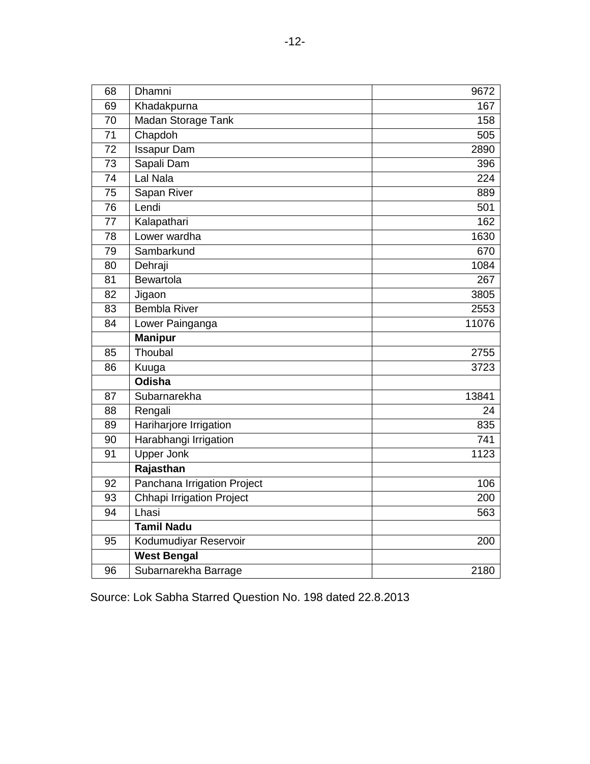| | | |
|---|---|---|
| 68 | Dhamni | 9672 |
| 69 | Khadakpurna | 167 |
| 70 | Madan Storage Tank | 158 |
| 71 | Chapdoh | 505 |
| 72 | Issapur Dam | 2890 |
| 73 | Sapali Dam | 396 |
| 74 | Lal Nala | 224 |
| 75 | Sapan River | 889 |
| 76 | Lendi | 501 |
| 77 | Kalapathari | 162 |
| 78 | Lower wardha | 1630 |
| 79 | Sambarkund | 670 |
| 80 | Dehraji | 1084 |
| 81 | Bewartola | 267 |
| 82 | Jigaon | 3805 |
| 83 | Bembla River | 2553 |
| 84 | Lower Painganga | 11076 |
| | **Manipur** | |
| 85 | Thoubal | 2755 |
| 86 | Kuuga | 3723 |
| | **Odisha** | |
| 87 | Subarnarekha | 13841 |
| 88 | Rengali | 24 |
| 89 | Hariharjore Irrigation | 835 |
| 90 | Harabhangi Irrigation | 741 |
| 91 | Upper Jonk | 1123 |
| | **Rajasthan** | |
| 92 | Panchana Irrigation Project | 106 |
| 93 | Chhapi Irrigation Project | 200 |
| 94 | Lhasi | 563 |
| | **Tamil Nadu** | |
| 95 | Kodumudiyar Reservoir | 200 |
| | **West Bengal** | |
| 96 | Subarnarekha Barrage | 2180 |

Source: Lok Sabha Starred Question No. 198 dated 22.8.2013